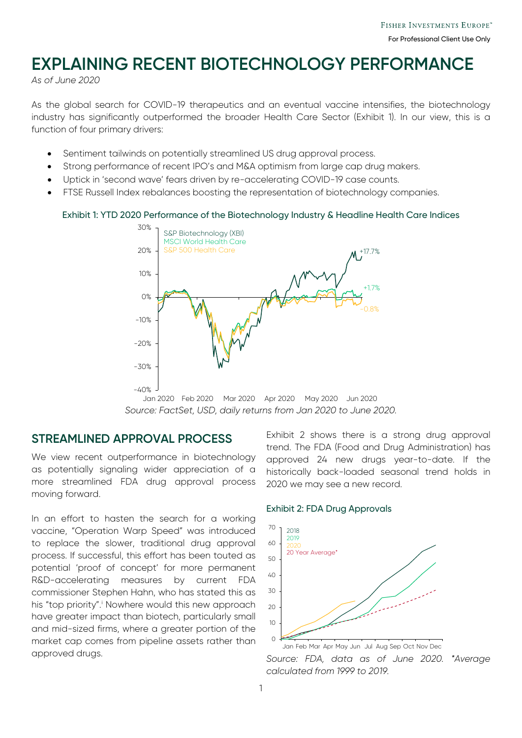# EXPLAINING RECENT BIOTECHNOLOGY PERFORMANCE

*As of June 2020*

As the global search for COVID-19 therapeutics and an eventual vaccine intensifies, the biotechnology industry has significantly outperformed the broader Health Care Sector (Exhibit 1). In our view, this is a function of four primary drivers:

- Sentiment tailwinds on potentially streamlined US drug approval process.
- Strong performance of recent IPO's and M&A optimism from large cap drug makers.
- Uptick in 'second wave' fears driven by re-accelerating COVID-19 case counts.
- FTSE Russell Index rebalances boosting the representation of biotechnology companies.

Exhibit 1: YTD 2020 Performance of the Biotechnology Industry & Headline Health Care Indices

S&P Biotechnology (XBI)
MSCI World Health Care
S&P 500 Health Care
30%
20%
10%
0%
-10%
-20%
-30%
-40%
+17.7%
+1.7%
-0.8%
Jan 2020 Feb 2020 Mar 2020 Apr 2020 May 2020 Jun 2020

*Source: FactSet, USD, daily returns from Jan 2020 to June 2020.*

## STREAMLINED APPROVAL PROCESS

We view recent outperformance in biotechnology as potentially signaling wider appreciation of a more streamlined FDA drug approval process moving forward.

In an effort to hasten the search for a working vaccine, "Operation Warp Speed" was introduced to replace the slower, traditional drug approval process. If successful, this effort has been touted as potential 'proof of concept' for more permanent R&D-accelerating measures by current FDA commissioner Stephen Hahn, who has stated this as his "top priority".[i] Nowhere would this new approach have greater impact than biotech, particularly small and mid-sized firms, where a greater portion of the market cap comes from pipeline assets rather than approved drugs.

Exhibit 2 shows there is a strong drug approval trend. The FDA (Food and Drug Administration) has approved 24 new drugs year-to-date. If the historically back-loaded seasonal trend holds in 2020 we may see a new record.

Exhibit 2: FDA Drug Approvals

2018
2019
2020
20 Year Average*
70
60
50
40
30
20
10
0
Jan Feb Mar Apr May Jun Jul Aug Sep Oct Nov Dec

*Source: FDA, data as of June 2020. \*Average calculated from 1999 to 2019.*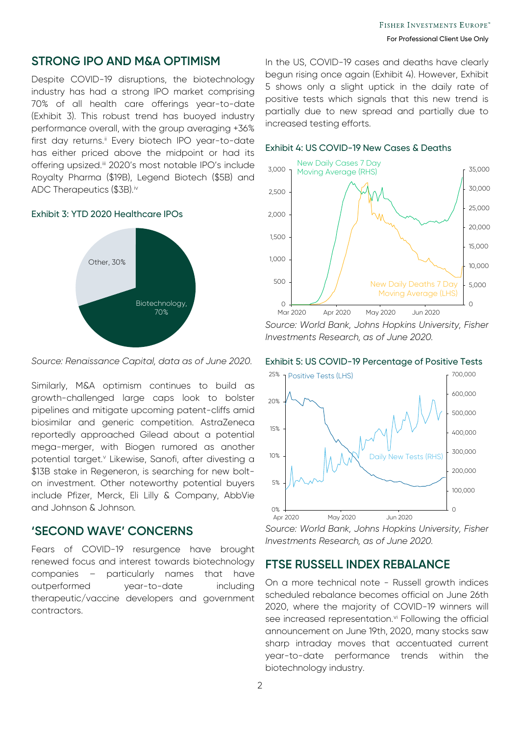## STRONG IPO AND M&A OPTIMISM

Despite COVID-19 disruptions, the biotechnology industry has had a strong IPO market comprising 70% of all health care offerings year-to-date (Exhibit 3). This robust trend has buoyed industry performance overall, with the group averaging +36% first day returns.[ii] Every biotech IPO year-to-date has either priced above the midpoint or had its offering upsized.[iii] 2020's most notable IPO's include Royalty Pharma ($19B), Legend Biotech ($5B) and ADC Therapeutics ($3B).[iv]

Exhibit 3: YTD 2020 Healthcare IPOs

Other, 30%
Biotechnology, 70%

*Source: Renaissance Capital, data as of June 2020.*

Similarly, M&A optimism continues to build as growth-challenged large caps look to bolster pipelines and mitigate upcoming patent-cliffs amid biosimilar and generic competition. AstraZeneca reportedly approached Gilead about a potential mega-merger, with Biogen rumored as another potential target.[v] Likewise, Sanofi, after divesting a $13B stake in Regeneron, is searching for new bolt-on investment. Other noteworthy potential buyers include Pfizer, Merck, Eli Lilly & Company, AbbVie and Johnson & Johnson.

## 'SECOND WAVE' CONCERNS

Fears of COVID-19 resurgence have brought renewed focus and interest towards biotechnology companies – particularly names that have outperformed year-to-date including therapeutic/vaccine developers and government contractors.

In the US, COVID-19 cases and deaths have clearly begun rising once again (Exhibit 4). However, Exhibit 5 shows only a slight uptick in the daily rate of positive tests which signals that this new trend is partially due to new spread and partially due to increased testing efforts.

Exhibit 4: US COVID-19 New Cases & Deaths

New Daily Cases 7 Day Moving Average (RHS)
New Daily Deaths 7 Day Moving Average (LHS)
3,000
2,500
2,000
1,500
1,000
500
0
35,000
30,000
25,000
20,000
15,000
10,000
5,000
0
Mar 2020
Apr 2020
May 2020
Jun 2020

*Source: World Bank, Johns Hopkins University, Fisher Investments Research, as of June 2020.*

Exhibit 5: US COVID-19 Percentage of Positive Tests

Positive Tests (LHS)
Daily New Tests (RHS)
25%
20%
15%
10%
5%
0%
700,000
600,000
500,000
400,000
300,000
200,000
100,000
0
Apr 2020
May 2020
Jun 2020

*Source: World Bank, Johns Hopkins University, Fisher Investments Research, as of June 2020.*

## FTSE RUSSELL INDEX REBALANCE

On a more technical note - Russell growth indices scheduled rebalance becomes official on June 26th 2020, where the majority of COVID-19 winners will see increased representation.[vi] Following the official announcement on June 19th, 2020, many stocks saw sharp intraday moves that accentuated current year-to-date performance trends within the biotechnology industry.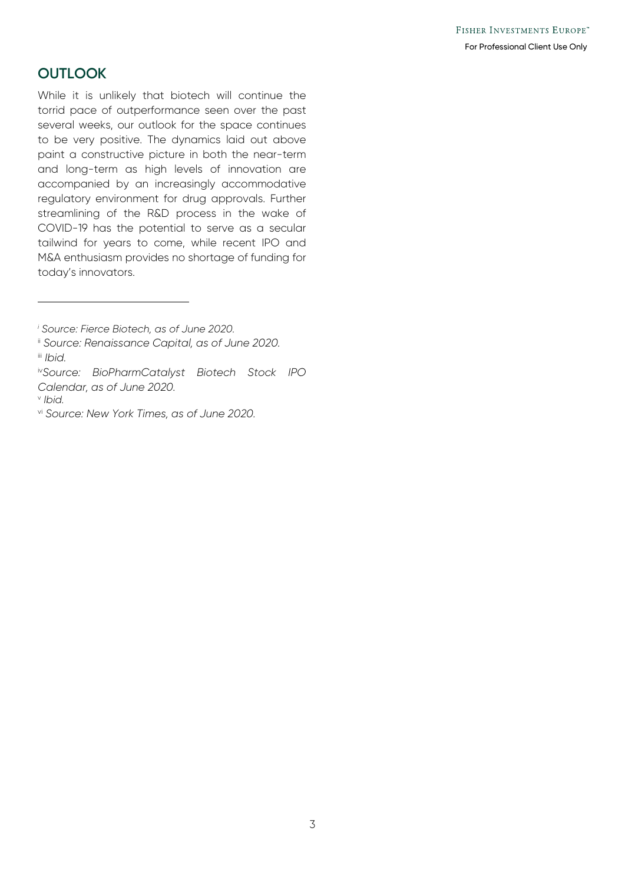## OUTLOOK

While it is unlikely that biotech will continue the torrid pace of outperformance seen over the past several weeks, our outlook for the space continues to be very positive. The dynamics laid out above paint a constructive picture in both the near-term and long-term as high levels of innovation are accompanied by an increasingly accommodative regulatory environment for drug approvals. Further streamlining of the R&D process in the wake of COVID-19 has the potential to serve as a secular tailwind for years to come, while recent IPO and M&A enthusiasm provides no shortage of funding for today's innovators.

---

[i] *Source: Fierce Biotech, as of June 2020.*

[ii] *Source: Renaissance Capital, as of June 2020.*

[iii] *Ibid.*

[iv] *Source: BioPharmCatalyst Biotech Stock IPO Calendar, as of June 2020.*

[v] *Ibid.*

[vi] *Source: New York Times, as of June 2020.*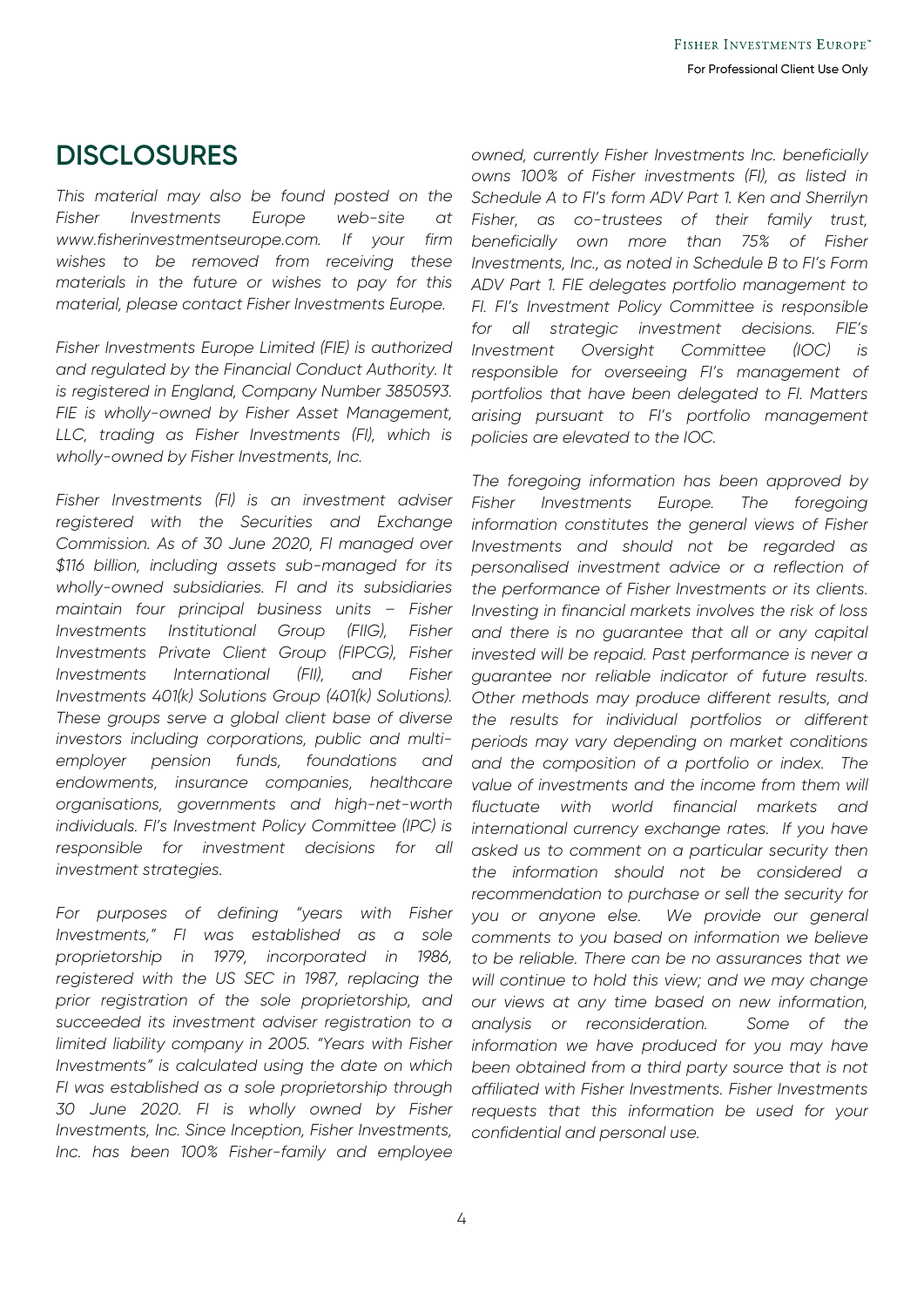# DISCLOSURES

*This material may also be found posted on the Fisher Investments Europe web-site at www.fisherinvestmentseurope.com. If your firm wishes to be removed from receiving these materials in the future or wishes to pay for this material, please contact Fisher Investments Europe.*

*Fisher Investments Europe Limited (FIE) is authorized and regulated by the Financial Conduct Authority. It is registered in England, Company Number 3850593. FIE is wholly-owned by Fisher Asset Management, LLC, trading as Fisher Investments (FI), which is wholly-owned by Fisher Investments, Inc.*

*Fisher Investments (FI) is an investment adviser registered with the Securities and Exchange Commission. As of 30 June 2020, FI managed over $116 billion, including assets sub-managed for its wholly-owned subsidiaries. FI and its subsidiaries maintain four principal business units – Fisher Investments Institutional Group (FIIG), Fisher Investments Private Client Group (FIPCG), Fisher Investments International (FII), and Fisher Investments 401(k) Solutions Group (401(k) Solutions). These groups serve a global client base of diverse investors including corporations, public and multi-employer pension funds, foundations and endowments, insurance companies, healthcare organisations, governments and high-net-worth individuals. FI's Investment Policy Committee (IPC) is responsible for investment decisions for all investment strategies.*

*For purposes of defining "years with Fisher Investments," FI was established as a sole proprietorship in 1979, incorporated in 1986, registered with the US SEC in 1987, replacing the prior registration of the sole proprietorship, and succeeded its investment adviser registration to a limited liability company in 2005. "Years with Fisher Investments" is calculated using the date on which FI was established as a sole proprietorship through 30 June 2020. FI is wholly owned by Fisher Investments, Inc. Since Inception, Fisher Investments, Inc. has been 100% Fisher-family and employee owned, currently Fisher Investments Inc. beneficially owns 100% of Fisher investments (FI), as listed in Schedule A to FI's form ADV Part 1. Ken and Sherrilyn Fisher, as co-trustees of their family trust, beneficially own more than 75% of Fisher Investments, Inc., as noted in Schedule B to FI's Form ADV Part 1. FIE delegates portfolio management to FI. FI's Investment Policy Committee is responsible for all strategic investment decisions. FIE's Investment Oversight Committee (IOC) is responsible for overseeing FI's management of portfolios that have been delegated to FI. Matters arising pursuant to FI's portfolio management policies are elevated to the IOC.*

*The foregoing information has been approved by Fisher Investments Europe. The foregoing information constitutes the general views of Fisher Investments and should not be regarded as personalised investment advice or a reflection of the performance of Fisher Investments or its clients. Investing in financial markets involves the risk of loss and there is no guarantee that all or any capital invested will be repaid. Past performance is never a guarantee nor reliable indicator of future results. Other methods may produce different results, and the results for individual portfolios or different periods may vary depending on market conditions and the composition of a portfolio or index. The value of investments and the income from them will fluctuate with world financial markets and international currency exchange rates. If you have asked us to comment on a particular security then the information should not be considered a recommendation to purchase or sell the security for you or anyone else. We provide our general comments to you based on information we believe to be reliable. There can be no assurances that we will continue to hold this view; and we may change our views at any time based on new information, analysis or reconsideration. Some of the information we have produced for you may have been obtained from a third party source that is not affiliated with Fisher Investments. Fisher Investments requests that this information be used for your confidential and personal use.*